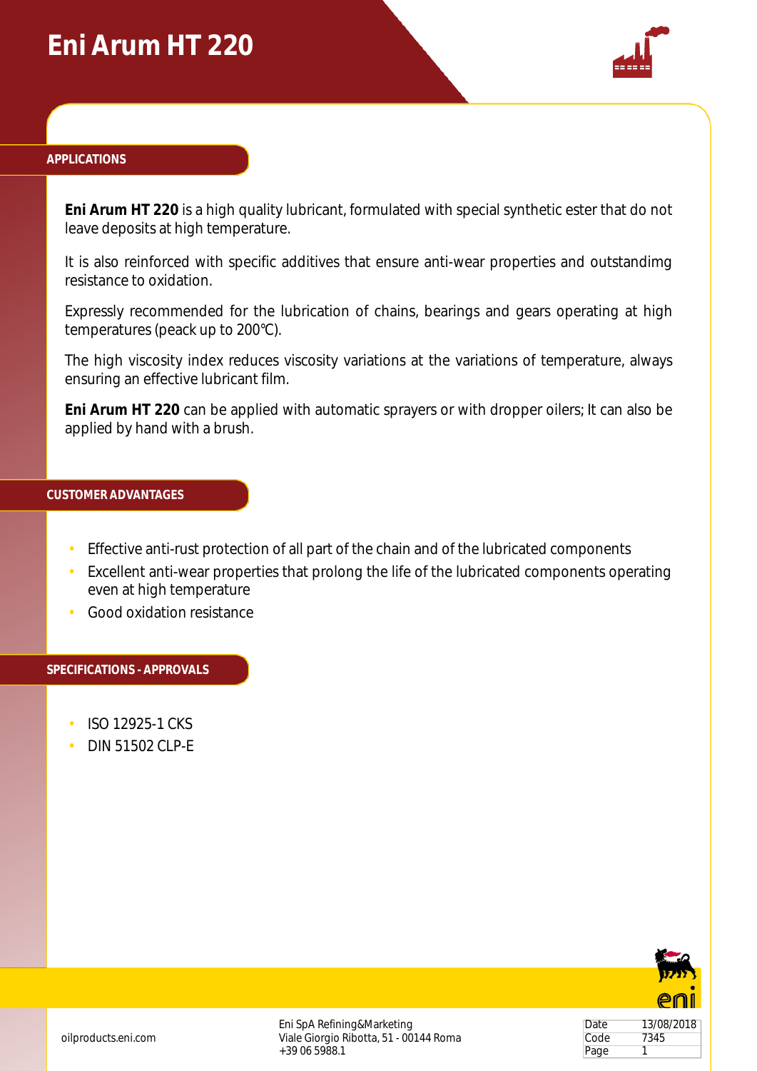# Eni Arum HT 220

## APPLICATIONS

**Eni Arum HT 220** is a high quality lubricant, formulated with special synthetic ester that do not leave deposits at high temperature.

It is also reinforced with specific additives that ensure anti-wear properties and outstandimg resistance to oxidation.

Expressly recommended for the lubrication of chains, bearings and gears operating at high temperatures (peack up to 200°C).

The high viscosity index reduces viscosity variations at the variations of temperature, always ensuring an effective lubricant film.

**Eni Arum HT 220** can be applied with automatic sprayers or with dropper oilers; It can also be applied by hand with a brush.

## CUSTOMER ADVANTAGES

- Effective anti-rust protection of all part of the chain and of the lubricated components
- Excellent anti-wear properties that prolong the life of the lubricated components operating even at high temperature
- Good oxidation resistance

## SPECIFICATIONS - APPROVALS

- ISO 12925-1 CKS
- DIN 51502 CLP-E

oilproducts.eni.com

Eni SpA Refining&Marketing
Viale Giorgio Ribotta, 51 - 00144 Roma
+39 06 5988.1

| Date | 13/08/2018 |
|---|---|
| Code | 7345 |
| Page | 1 |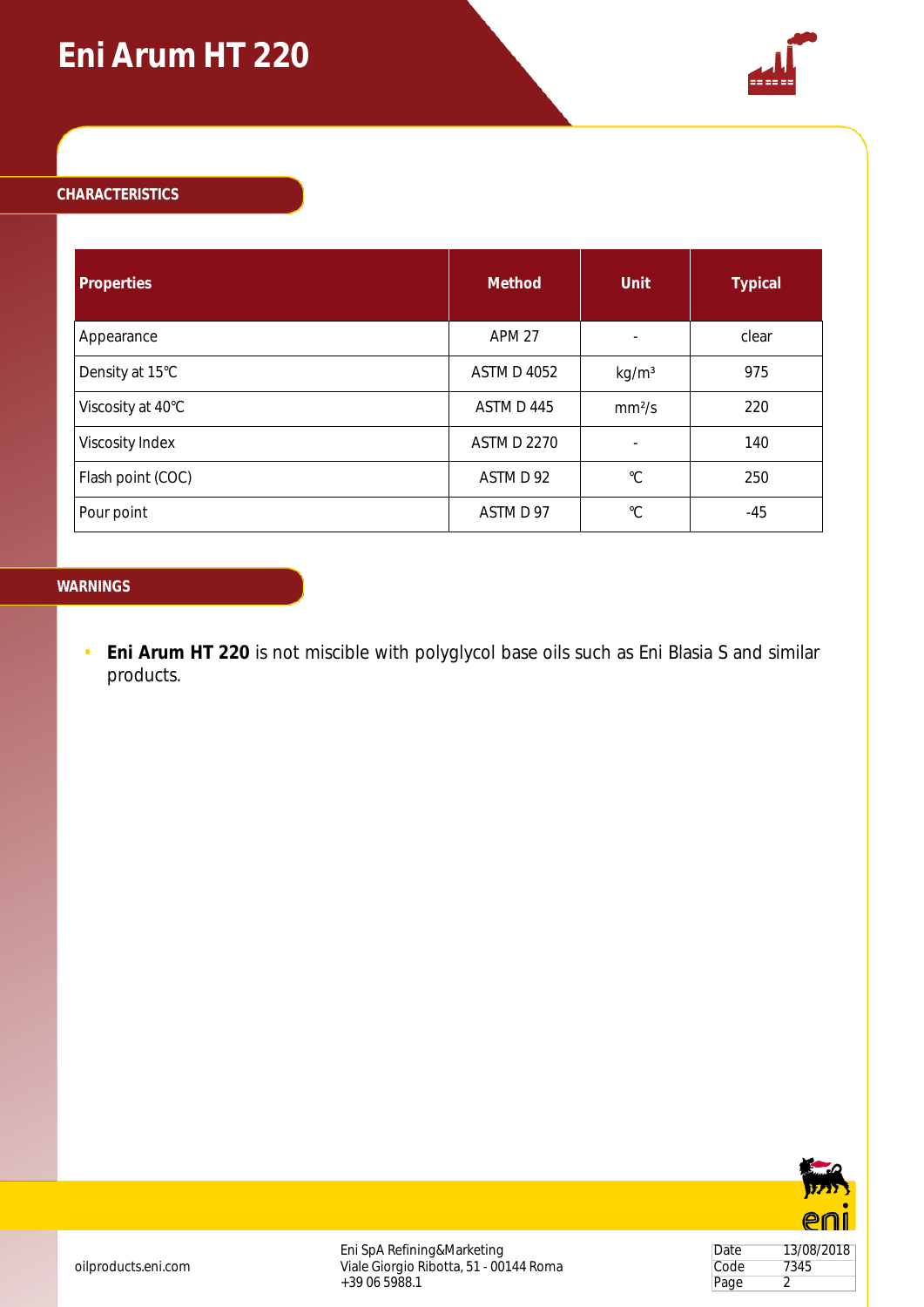# Eni Arum HT 220

## CHARACTERISTICS

| Properties | Method | Unit | Typical |
|---|---|---|---|
| Appearance | APM 27 | - | clear |
| Density at 15°C | ASTM D 4052 | kg/m³ | 975 |
| Viscosity at 40°C | ASTM D 445 | mm²/s | 220 |
| Viscosity Index | ASTM D 2270 | - | 140 |
| Flash point (COC) | ASTM D 92 | °C | 250 |
| Pour point | ASTM D 97 | °C | -45 |

## WARNINGS

- **Eni Arum HT 220** is not miscible with polyglycol base oils such as Eni Blasia S and similar products.

oilproducts.eni.com

Eni SpA Refining&Marketing
Viale Giorgio Ribotta, 51 - 00144 Roma
+39 06 5988.1

| | |
|---|---|
| Date | 13/08/2018 |
| Code | 7345 |